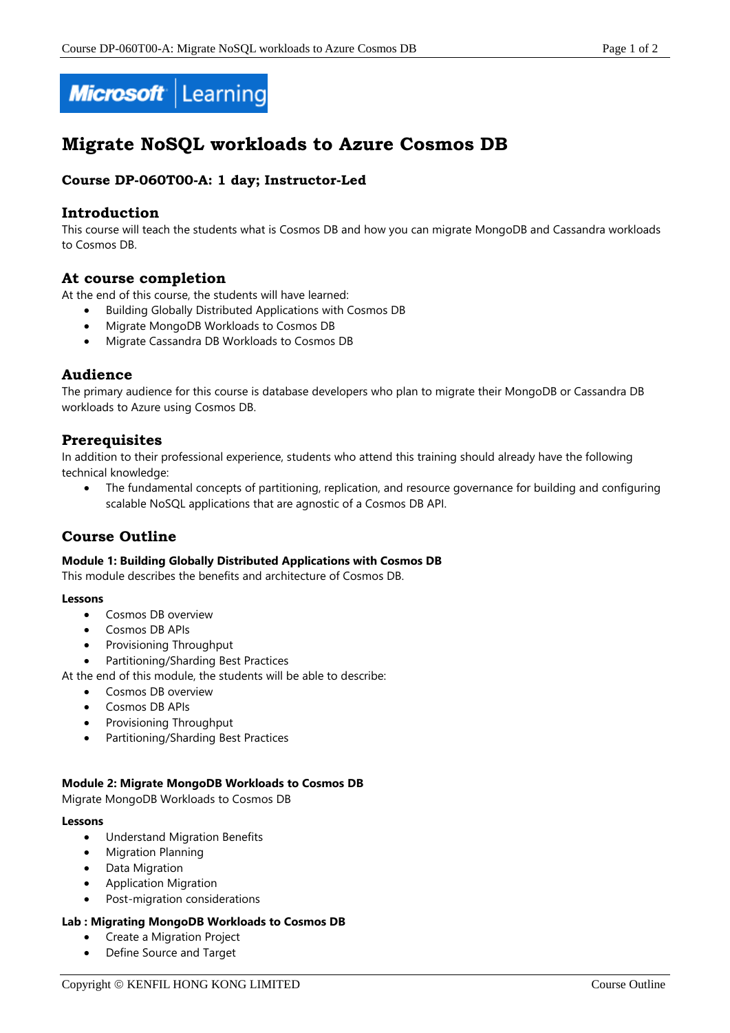# Migrate NoSQL workloads to Azure Cosmos DB

### Course DP-060T00-A: 1 day; Instructor-Led

## Introduction

This course will teach the students what is Cosmos DB and how you can migrate MongoDB and Cassandra workloads to Cosmos DB.

## At course completion

At the end of this course, the students will have learned:

- Building Globally Distributed Applications with Cosmos DB
- Migrate MongoDB Workloads to Cosmos DB
- Migrate Cassandra DB Workloads to Cosmos DB

## Audience

The primary audience for this course is database developers who plan to migrate their MongoDB or Cassandra DB workloads to Azure using Cosmos DB.

## Prerequisites

In addition to their professional experience, students who attend this training should already have the following technical knowledge:

- The fundamental concepts of partitioning, replication, and resource governance for building and configuring scalable NoSQL applications that are agnostic of a Cosmos DB API.

## Course Outline

**Module 1: Building Globally Distributed Applications with Cosmos DB**

This module describes the benefits and architecture of Cosmos DB.

**Lessons**

- Cosmos DB overview
- Cosmos DB APIs
- Provisioning Throughput
- Partitioning/Sharding Best Practices

At the end of this module, the students will be able to describe:

- Cosmos DB overview
- Cosmos DB APIs
- Provisioning Throughput
- Partitioning/Sharding Best Practices

**Module 2: Migrate MongoDB Workloads to Cosmos DB**

Migrate MongoDB Workloads to Cosmos DB

**Lessons**

- Understand Migration Benefits
- Migration Planning
- Data Migration
- Application Migration
- Post-migration considerations

**Lab : Migrating MongoDB Workloads to Cosmos DB**

- Create a Migration Project
- Define Source and Target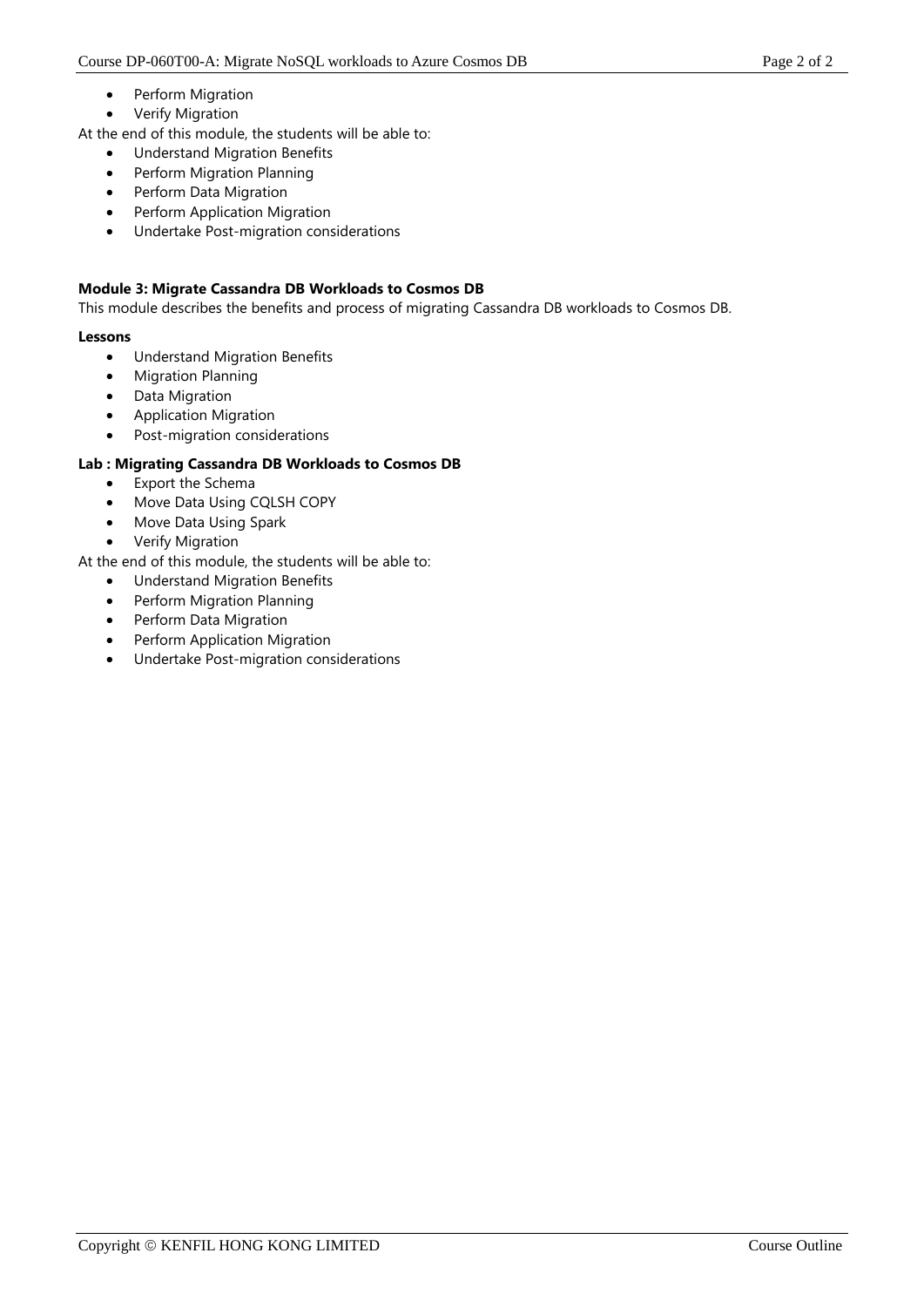- Perform Migration
- Verify Migration

At the end of this module, the students will be able to:

- Understand Migration Benefits
- Perform Migration Planning
- Perform Data Migration
- Perform Application Migration
- Undertake Post-migration considerations

**Module 3: Migrate Cassandra DB Workloads to Cosmos DB**

This module describes the benefits and process of migrating Cassandra DB workloads to Cosmos DB.

**Lessons**

- Understand Migration Benefits
- Migration Planning
- Data Migration
- Application Migration
- Post-migration considerations

**Lab : Migrating Cassandra DB Workloads to Cosmos DB**

- Export the Schema
- Move Data Using CQLSH COPY
- Move Data Using Spark
- Verify Migration

At the end of this module, the students will be able to:

- Understand Migration Benefits
- Perform Migration Planning
- Perform Data Migration
- Perform Application Migration
- Undertake Post-migration considerations